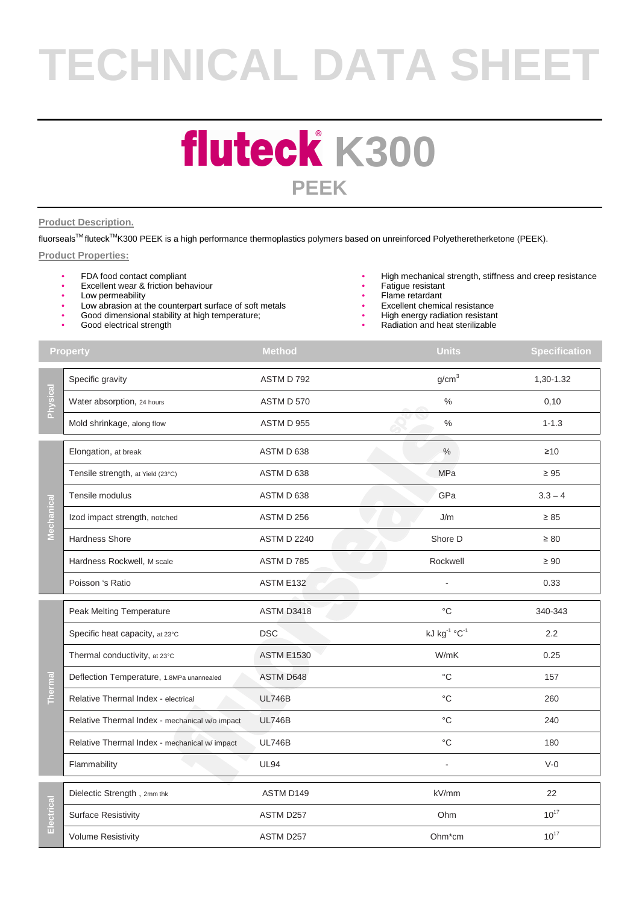# TECHNICAL DATA SHEET

## fluteck® K300

### PEEK

**Product Description.**

fluorseals™ fluteck™K300 PEEK is a high performance thermoplastics polymers based on unreinforced Polyetheretherketone (PEEK).

**Product Properties:**

- FDA food contact compliant
- Excellent wear & friction behaviour
- Low permeability
- Low abrasion at the counterpart surface of soft metals
- Good dimensional stability at high temperature;
- Good electrical strength
- High mechanical strength, stiffness and creep resistance
- Fatigue resistant
- Flame retardant
- Excellent chemical resistance
- High energy radiation resistant
- Radiation and heat sterilizable

| | Property | Method | Units | Specification |
|---|---|---|---|---|
| Physical | Specific gravity | ASTM D 792 | $g/cm^3$ | 1,30-1.32 |
| | Water absorption, 24 hours | ASTM D 570 | % | 0,10 |
| | Mold shrinkage, along flow | ASTM D 955 | % | 1-1.3 |
| Mechanical | Elongation, at break | ASTM D 638 | % | ≥10 |
| | Tensile strength, at Yield (23°C) | ASTM D 638 | MPa | ≥ 95 |
| | Tensile modulus | ASTM D 638 | GPa | 3.3 – 4 |
| | Izod impact strength, notched | ASTM D 256 | J/m | ≥ 85 |
| | Hardness Shore | ASTM D 2240 | Shore D | ≥ 80 |
| | Hardness Rockwell, M scale | ASTM D 785 | Rockwell | ≥ 90 |
| | Poisson 's Ratio | ASTM E132 | - | 0.33 |
| Thermal | Peak Melting Temperature | ASTM D3418 | °C | 340-343 |
| | Specific heat capacity, at 23°C | DSC | $kJ\ kg^{-1}\ °C^{-1}$ | 2.2 |
| | Thermal conductivity, at 23°C | ASTM E1530 | W/mK | 0.25 |
| | Deflection Temperature, 1.8MPa unannealed | ASTM D648 | °C | 157 |
| | Relative Thermal Index - electrical | UL746B | °C | 260 |
| | Relative Thermal Index - mechanical w/o impact | UL746B | °C | 240 |
| | Relative Thermal Index - mechanical w/ impact | UL746B | °C | 180 |
| | Flammability | UL94 | - | V-0 |
| Electrical | Dielectric Strength , 2mm thk | ASTM D149 | kV/mm | 22 |
| | Surface Resistivity | ASTM D257 | Ohm | $10^{17}$ |
| | Volume Resistivity | ASTM D257 | Ohm*cm | $10^{17}$ |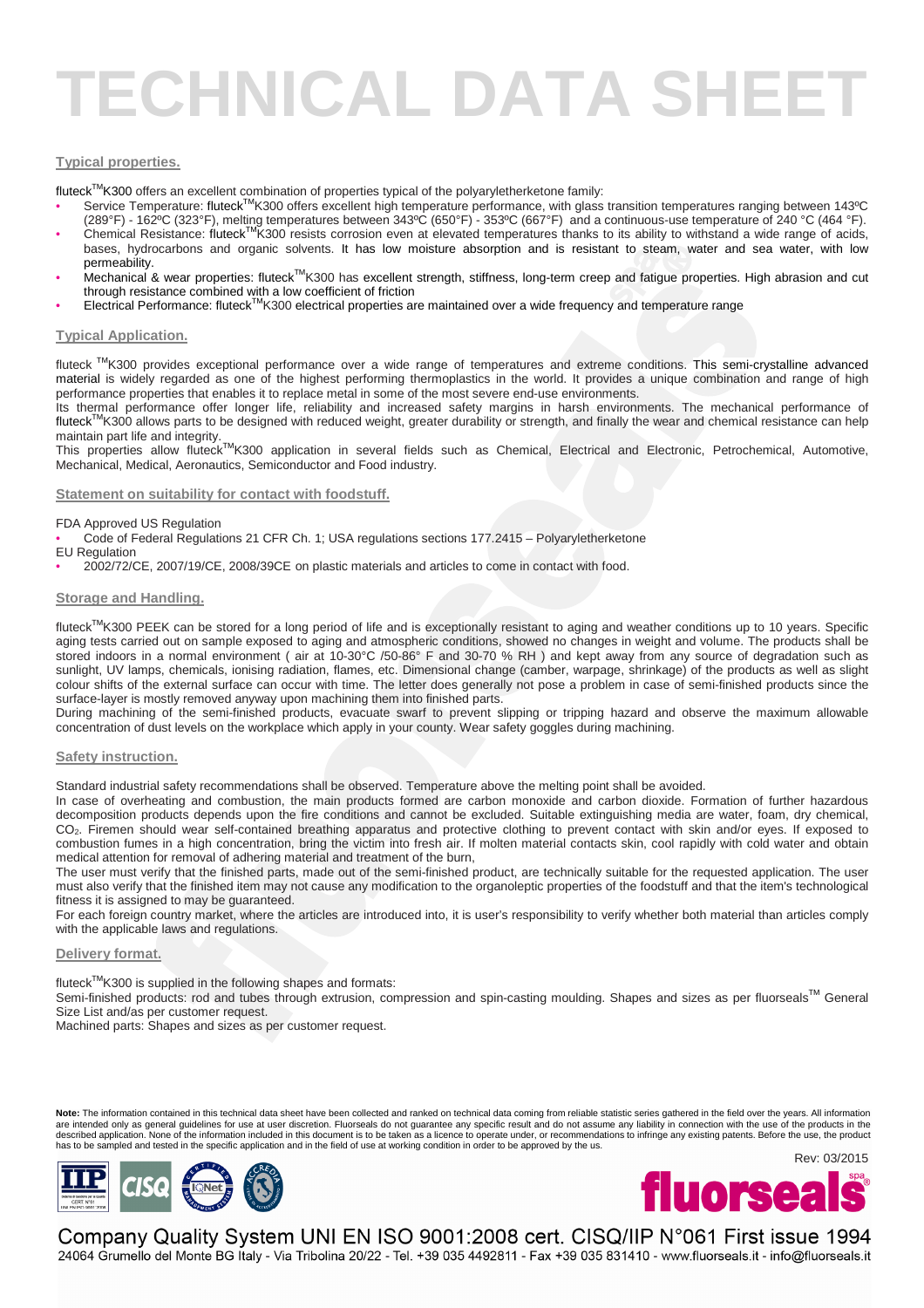# TECHNICAL DATA SHEET

## Typical properties.

fluteck™K300 offers an excellent combination of properties typical of the polyaryletherketone family:

- Service Temperature: fluteck™K300 offers excellent high temperature performance, with glass transition temperatures ranging between 143ºC (289°F) - 162ºC (323°F), melting temperatures between 343ºC (650°F) - 353ºC (667°F) and a continuous-use temperature of 240 °C (464 °F).
- Chemical Resistance: fluteck™K300 resists corrosion even at elevated temperatures thanks to its ability to withstand a wide range of acids, bases, hydrocarbons and organic solvents. It has low moisture absorption and is resistant to steam, water and sea water, with low permeability.
- Mechanical & wear properties: fluteck™K300 has excellent strength, stiffness, long-term creep and fatigue properties. High abrasion and cut through resistance combined with a low coefficient of friction
- Electrical Performance: fluteck™K300 electrical properties are maintained over a wide frequency and temperature range

## Typical Application.

fluteck ™K300 provides exceptional performance over a wide range of temperatures and extreme conditions. This semi-crystalline advanced material is widely regarded as one of the highest performing thermoplastics in the world. It provides a unique combination and range of high performance properties that enables it to replace metal in some of the most severe end-use environments.
Its thermal performance offer longer life, reliability and increased safety margins in harsh environments. The mechanical performance of fluteck™K300 allows parts to be designed with reduced weight, greater durability or strength, and finally the wear and chemical resistance can help maintain part life and integrity.
This properties allow fluteck™K300 application in several fields such as Chemical, Electrical and Electronic, Petrochemical, Automotive, Mechanical, Medical, Aeronautics, Semiconductor and Food industry.

## Statement on suitability for contact with foodstuff.

FDA Approved US Regulation

- Code of Federal Regulations 21 CFR Ch. 1; USA regulations sections 177.2415 – Polyaryletherketone

EU Regulation

- 2002/72/CE, 2007/19/CE, 2008/39CE on plastic materials and articles to come in contact with food.

## Storage and Handling.

fluteck™K300 PEEK can be stored for a long period of life and is exceptionally resistant to aging and weather conditions up to 10 years. Specific aging tests carried out on sample exposed to aging and atmospheric conditions, showed no changes in weight and volume. The products shall be stored indoors in a normal environment ( air at 10-30°C /50-86° F and 30-70 % RH ) and kept away from any source of degradation such as sunlight, UV lamps, chemicals, ionising radiation, flames, etc. Dimensional change (camber, warpage, shrinkage) of the products as well as slight colour shifts of the external surface can occur with time. The letter does generally not pose a problem in case of semi-finished products since the surface-layer is mostly removed anyway upon machining them into finished parts.
During machining of the semi-finished products, evacuate swarf to prevent slipping or tripping hazard and observe the maximum allowable concentration of dust levels on the workplace which apply in your county. Wear safety goggles during machining.

## Safety instruction.

Standard industrial safety recommendations shall be observed. Temperature above the melting point shall be avoided.
In case of overheating and combustion, the main products formed are carbon monoxide and carbon dioxide. Formation of further hazardous decomposition products depends upon the fire conditions and cannot be excluded. Suitable extinguishing media are water, foam, dry chemical, $CO_2$. Firemen should wear self-contained breathing apparatus and protective clothing to prevent contact with skin and/or eyes. If exposed to combustion fumes in a high concentration, bring the victim into fresh air. If molten material contacts skin, cool rapidly with cold water and obtain medical attention for removal of adhering material and treatment of the burn,
The user must verify that the finished parts, made out of the semi-finished product, are technically suitable for the requested application. The user must also verify that the finished item may not cause any modification to the organoleptic properties of the foodstuff and that the item's technological fitness it is assigned to may be guaranteed.
For each foreign country market, where the articles are introduced into, it is user's responsibility to verify whether both material than articles comply with the applicable laws and regulations.

## Delivery format.

fluteck™K300 is supplied in the following shapes and formats:
Semi-finished products: rod and tubes through extrusion, compression and spin-casting moulding. Shapes and sizes as per fluorseals™ General Size List and/as per customer request.
Machined parts: Shapes and sizes as per customer request.

**Note:** The information contained in this technical data sheet have been collected and ranked on technical data coming from reliable statistic series gathered in the field over the years. All information are intended only as general guidelines for use at user discretion. Fluorseals do not guarantee any specific result and do not assume any liability in connection with the use of the products in the described application. None of the information included in this document is to be taken as a licence to operate under, or recommendations to infringe any existing patents. Before the use, the product has to be sampled and tested in the specific application and in the field of use at working condition in order to be approved by the us.

Rev: 03/2015

Company Quality System UNI EN ISO 9001:2008 cert. CISQ/IIP N°061 First issue 1994
24064 Grumello del Monte BG Italy - Via Tribolina 20/22 - Tel. +39 035 4492811 - Fax +39 035 831410 - www.fluorseals.it - info@fluorseals.it